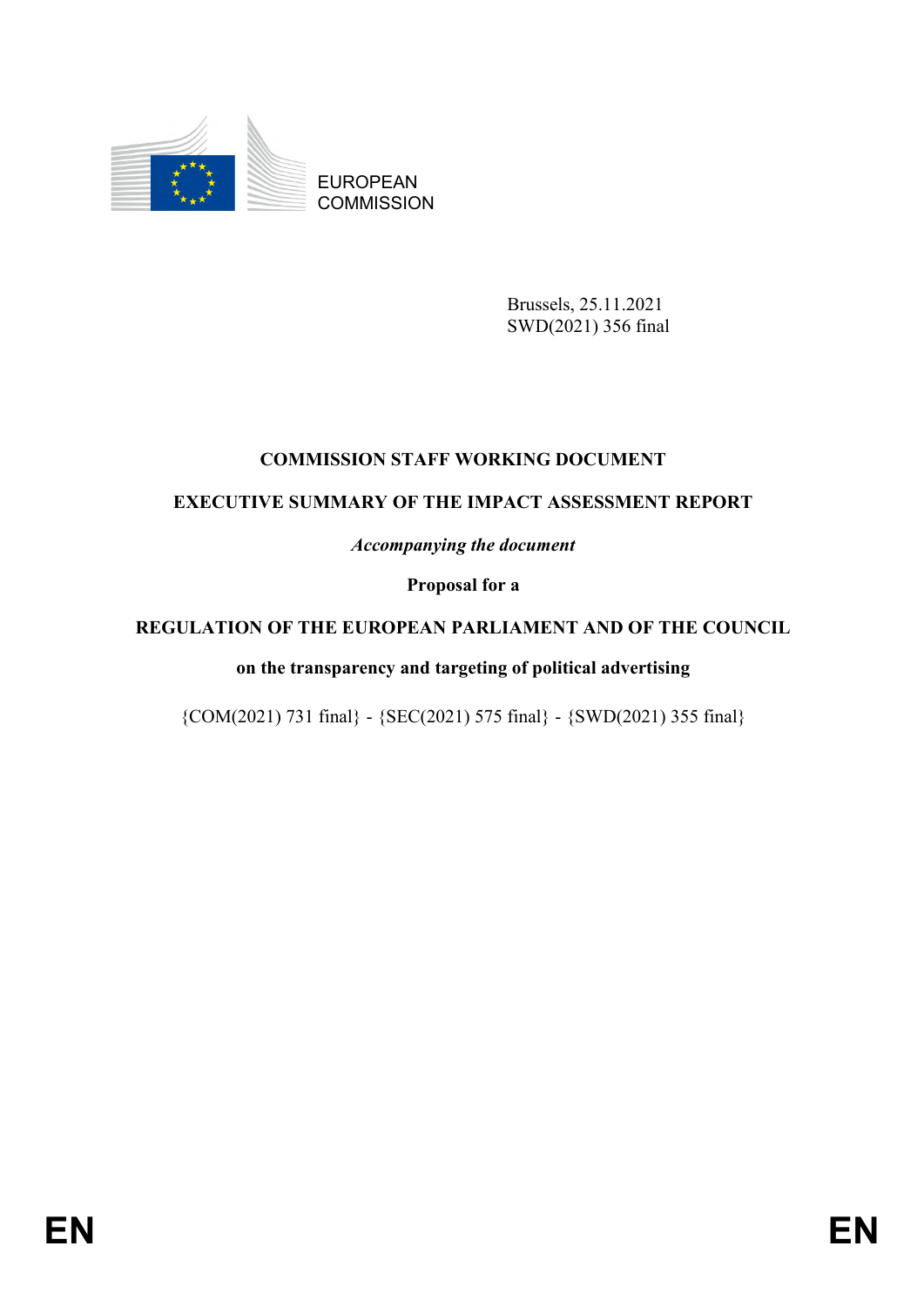EUROPEAN COMMISSION

Brussels, 25.11.2021
SWD(2021) 356 final

# COMMISSION STAFF WORKING DOCUMENT

## EXECUTIVE SUMMARY OF THE IMPACT ASSESSMENT REPORT

*Accompanying the document*

**Proposal for a**

## REGULATION OF THE EUROPEAN PARLIAMENT AND OF THE COUNCIL

**on the transparency and targeting of political advertising**

{COM(2021) 731 final} - {SEC(2021) 575 final} - {SWD(2021) 355 final}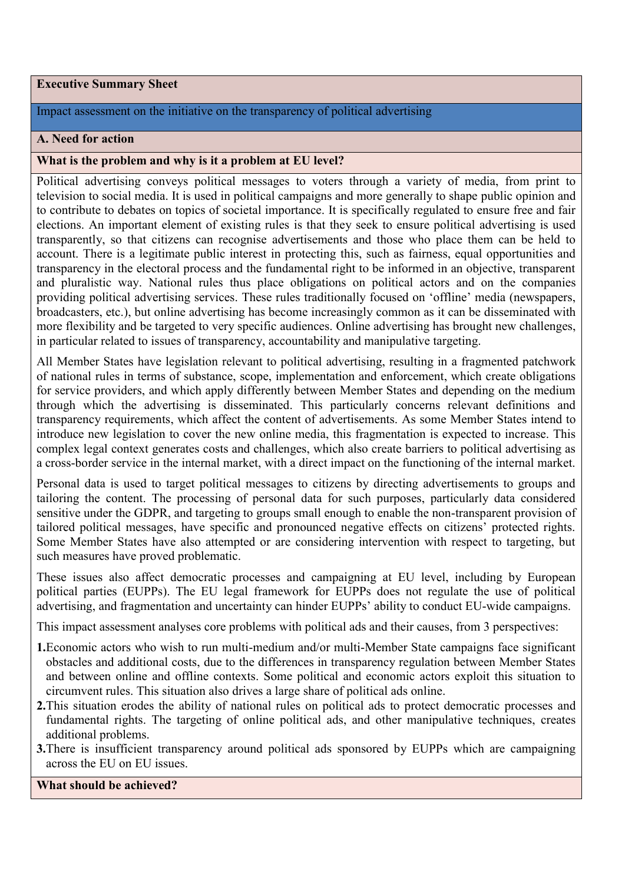**Executive Summary Sheet**

Impact assessment on the initiative on the transparency of political advertising

**A. Need for action**

**What is the problem and why is it a problem at EU level?**

Political advertising conveys political messages to voters through a variety of media, from print to television to social media. It is used in political campaigns and more generally to shape public opinion and to contribute to debates on topics of societal importance. It is specifically regulated to ensure free and fair elections. An important element of existing rules is that they seek to ensure political advertising is used transparently, so that citizens can recognise advertisements and those who place them can be held to account. There is a legitimate public interest in protecting this, such as fairness, equal opportunities and transparency in the electoral process and the fundamental right to be informed in an objective, transparent and pluralistic way. National rules thus place obligations on political actors and on the companies providing political advertising services. These rules traditionally focused on 'offline' media (newspapers, broadcasters, etc.), but online advertising has become increasingly common as it can be disseminated with more flexibility and be targeted to very specific audiences. Online advertising has brought new challenges, in particular related to issues of transparency, accountability and manipulative targeting.

All Member States have legislation relevant to political advertising, resulting in a fragmented patchwork of national rules in terms of substance, scope, implementation and enforcement, which create obligations for service providers, and which apply differently between Member States and depending on the medium through which the advertising is disseminated. This particularly concerns relevant definitions and transparency requirements, which affect the content of advertisements. As some Member States intend to introduce new legislation to cover the new online media, this fragmentation is expected to increase. This complex legal context generates costs and challenges, which also create barriers to political advertising as a cross-border service in the internal market, with a direct impact on the functioning of the internal market.

Personal data is used to target political messages to citizens by directing advertisements to groups and tailoring the content. The processing of personal data for such purposes, particularly data considered sensitive under the GDPR, and targeting to groups small enough to enable the non-transparent provision of tailored political messages, have specific and pronounced negative effects on citizens' protected rights. Some Member States have also attempted or are considering intervention with respect to targeting, but such measures have proved problematic.

These issues also affect democratic processes and campaigning at EU level, including by European political parties (EUPPs). The EU legal framework for EUPPs does not regulate the use of political advertising, and fragmentation and uncertainty can hinder EUPPs' ability to conduct EU-wide campaigns.

This impact assessment analyses core problems with political ads and their causes, from 3 perspectives:

1. Economic actors who wish to run multi-medium and/or multi-Member State campaigns face significant obstacles and additional costs, due to the differences in transparency regulation between Member States and between online and offline contexts. Some political and economic actors exploit this situation to circumvent rules. This situation also drives a large share of political ads online.
2. This situation erodes the ability of national rules on political ads to protect democratic processes and fundamental rights. The targeting of online political ads, and other manipulative techniques, creates additional problems.
3. There is insufficient transparency around political ads sponsored by EUPPs which are campaigning across the EU on EU issues.

**What should be achieved?**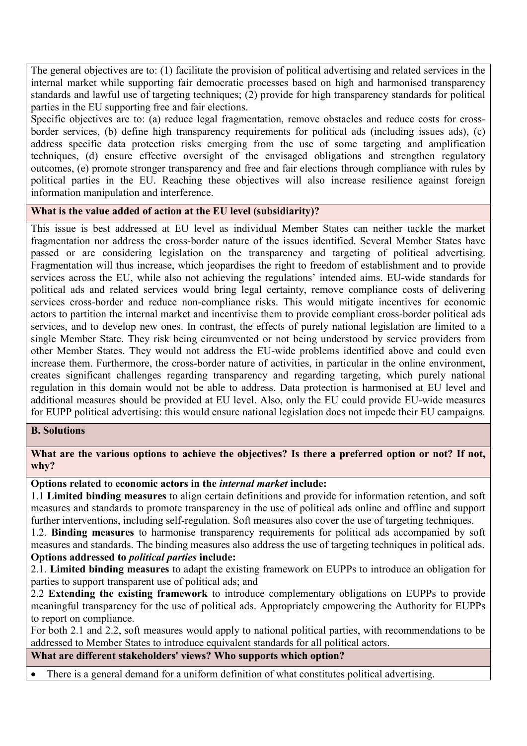The general objectives are to: (1) facilitate the provision of political advertising and related services in the internal market while supporting fair democratic processes based on high and harmonised transparency standards and lawful use of targeting techniques; (2) provide for high transparency standards for political parties in the EU supporting free and fair elections.

Specific objectives are to: (a) reduce legal fragmentation, remove obstacles and reduce costs for cross-border services, (b) define high transparency requirements for political ads (including issues ads), (c) address specific data protection risks emerging from the use of some targeting and amplification techniques, (d) ensure effective oversight of the envisaged obligations and strengthen regulatory outcomes, (e) promote stronger transparency and free and fair elections through compliance with rules by political parties in the EU. Reaching these objectives will also increase resilience against foreign information manipulation and interference.

**What is the value added of action at the EU level (subsidiarity)?**

This issue is best addressed at EU level as individual Member States can neither tackle the market fragmentation nor address the cross-border nature of the issues identified. Several Member States have passed or are considering legislation on the transparency and targeting of political advertising. Fragmentation will thus increase, which jeopardises the right to freedom of establishment and to provide services across the EU, while also not achieving the regulations' intended aims. EU-wide standards for political ads and related services would bring legal certainty, remove compliance costs of delivering services cross-border and reduce non-compliance risks. This would mitigate incentives for economic actors to partition the internal market and incentivise them to provide compliant cross-border political ads services, and to develop new ones. In contrast, the effects of purely national legislation are limited to a single Member State. They risk being circumvented or not being understood by service providers from other Member States. They would not address the EU-wide problems identified above and could even increase them. Furthermore, the cross-border nature of activities, in particular in the online environment, creates significant challenges regarding transparency and regarding targeting, which purely national regulation in this domain would not be able to address. Data protection is harmonised at EU level and additional measures should be provided at EU level. Also, only the EU could provide EU-wide measures for EUPP political advertising: this would ensure national legislation does not impede their EU campaigns.

## B. Solutions

**What are the various options to achieve the objectives? Is there a preferred option or not? If not, why?**

**Options related to economic actors in the *internal market* include:**

1.1 **Limited binding measures** to align certain definitions and provide for information retention, and soft measures and standards to promote transparency in the use of political ads online and offline and support further interventions, including self-regulation. Soft measures also cover the use of targeting techniques.

1.2. **Binding measures** to harmonise transparency requirements for political ads accompanied by soft measures and standards. The binding measures also address the use of targeting techniques in political ads.

**Options addressed to *political parties* include:**

2.1. **Limited binding measures** to adapt the existing framework on EUPPs to introduce an obligation for parties to support transparent use of political ads; and

2.2 **Extending the existing framework** to introduce complementary obligations on EUPPs to provide meaningful transparency for the use of political ads. Appropriately empowering the Authority for EUPPs to report on compliance.

For both 2.1 and 2.2, soft measures would apply to national political parties, with recommendations to be addressed to Member States to introduce equivalent standards for all political actors.

**What are different stakeholders' views? Who supports which option?**

- There is a general demand for a uniform definition of what constitutes political advertising.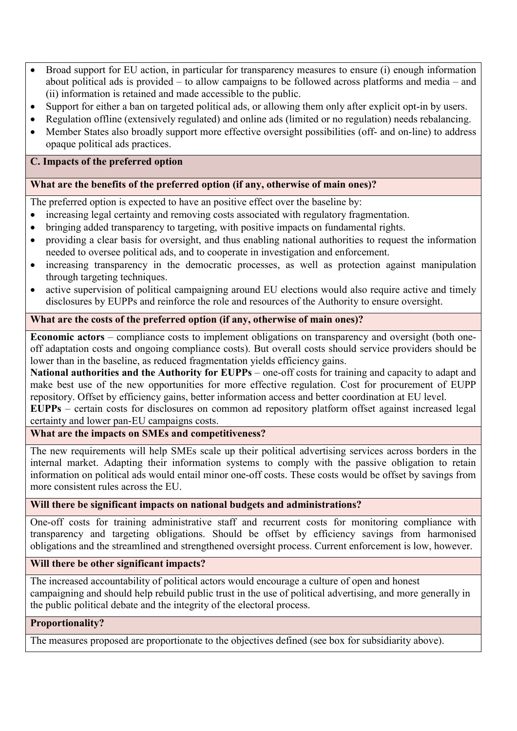- Broad support for EU action, in particular for transparency measures to ensure (i) enough information about political ads is provided – to allow campaigns to be followed across platforms and media – and (ii) information is retained and made accessible to the public.
- Support for either a ban on targeted political ads, or allowing them only after explicit opt-in by users.
- Regulation offline (extensively regulated) and online ads (limited or no regulation) needs rebalancing.
- Member States also broadly support more effective oversight possibilities (off- and on-line) to address opaque political ads practices.

## C. Impacts of the preferred option

### What are the benefits of the preferred option (if any, otherwise of main ones)?

The preferred option is expected to have an positive effect over the baseline by:

- increasing legal certainty and removing costs associated with regulatory fragmentation.
- bringing added transparency to targeting, with positive impacts on fundamental rights.
- providing a clear basis for oversight, and thus enabling national authorities to request the information needed to oversee political ads, and to cooperate in investigation and enforcement.
- increasing transparency in the democratic processes, as well as protection against manipulation through targeting techniques.
- active supervision of political campaigning around EU elections would also require active and timely disclosures by EUPPs and reinforce the role and resources of the Authority to ensure oversight.

### What are the costs of the preferred option (if any, otherwise of main ones)?

**Economic actors** – compliance costs to implement obligations on transparency and oversight (both one-off adaptation costs and ongoing compliance costs). But overall costs should service providers should be lower than in the baseline, as reduced fragmentation yields efficiency gains.

**National authorities and the Authority for EUPPs** – one-off costs for training and capacity to adapt and make best use of the new opportunities for more effective regulation. Cost for procurement of EUPP repository. Offset by efficiency gains, better information access and better coordination at EU level.

**EUPPs** – certain costs for disclosures on common ad repository platform offset against increased legal certainty and lower pan-EU campaigns costs.

### What are the impacts on SMEs and competitiveness?

The new requirements will help SMEs scale up their political advertising services across borders in the internal market. Adapting their information systems to comply with the passive obligation to retain information on political ads would entail minor one-off costs. These costs would be offset by savings from more consistent rules across the EU.

### Will there be significant impacts on national budgets and administrations?

One-off costs for training administrative staff and recurrent costs for monitoring compliance with transparency and targeting obligations. Should be offset by efficiency savings from harmonised obligations and the streamlined and strengthened oversight process. Current enforcement is low, however.

### Will there be other significant impacts?

The increased accountability of political actors would encourage a culture of open and honest campaigning and should help rebuild public trust in the use of political advertising, and more generally in the public political debate and the integrity of the electoral process.

## Proportionality?

The measures proposed are proportionate to the objectives defined (see box for subsidiarity above).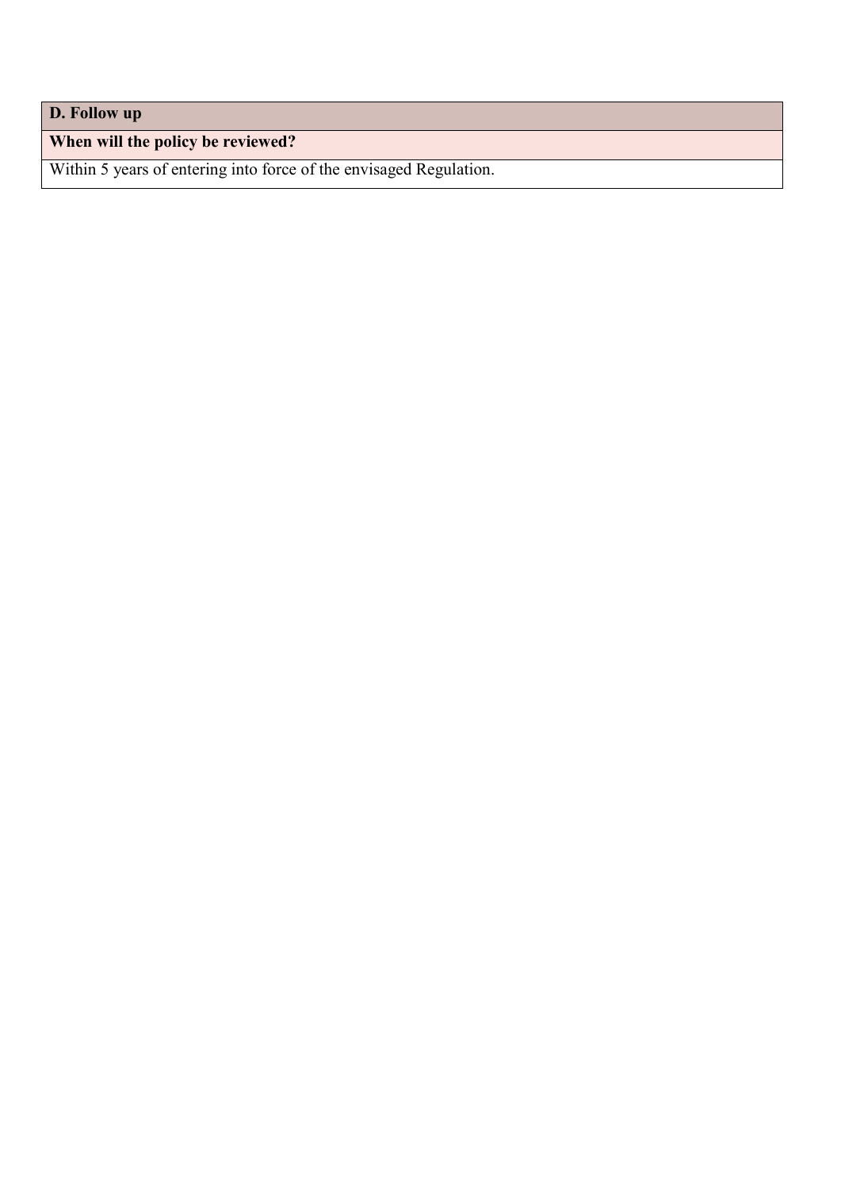| D. Follow up |
|---|
| **When will the policy be reviewed?** |
| Within 5 years of entering into force of the envisaged Regulation. |